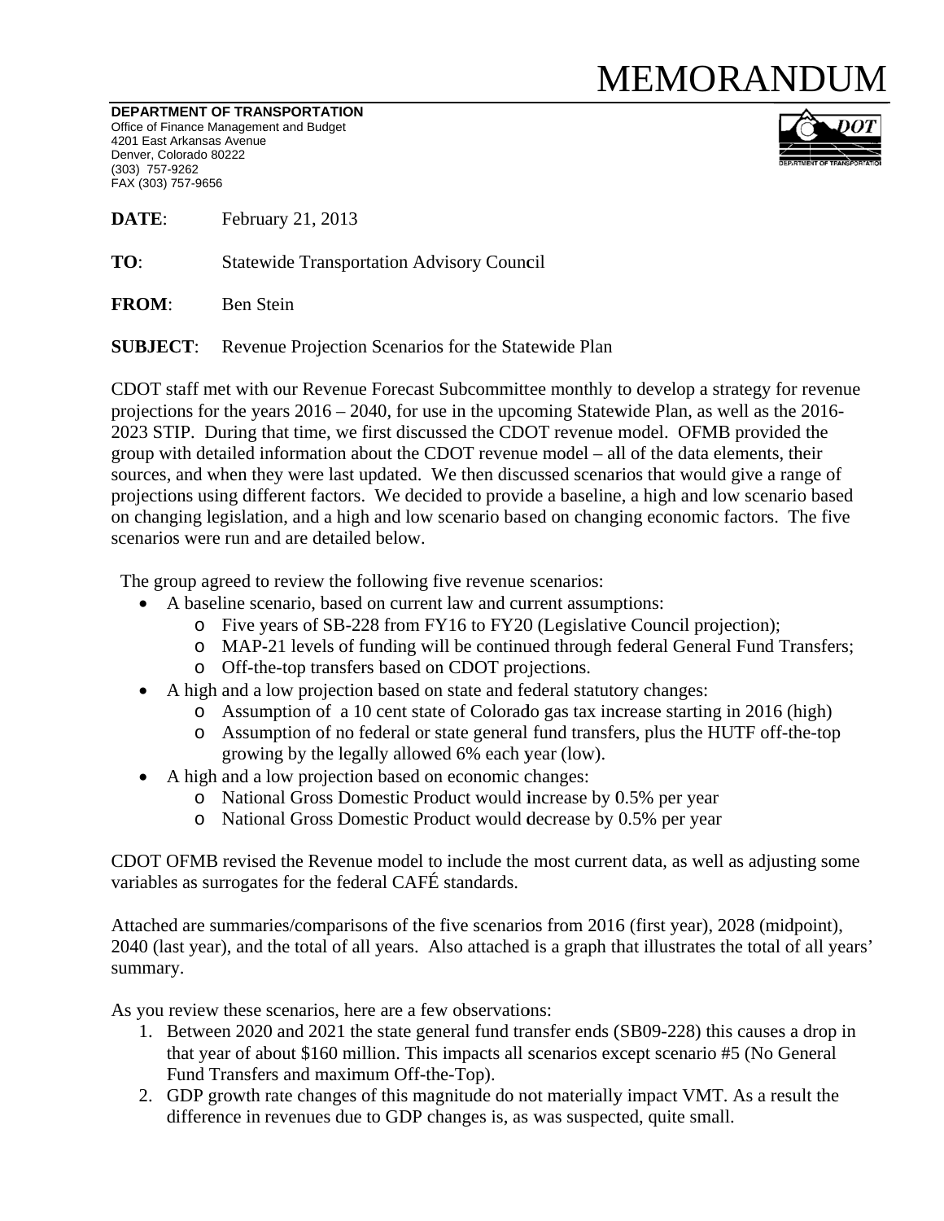# MEMORANDUM

**DEPARTMENT OF TRANSPORTATION**
Office of Finance Management and Budget
4201 East Arkansas Avenue
Denver, Colorado 80222
(303) 757-9262
FAX (303) 757-9656

**DATE**: February 21, 2013

**TO**: Statewide Transportation Advisory Council

**FROM**: Ben Stein

**SUBJECT**: Revenue Projection Scenarios for the Statewide Plan

CDOT staff met with our Revenue Forecast Subcommittee monthly to develop a strategy for revenue projections for the years 2016 – 2040, for use in the upcoming Statewide Plan, as well as the 2016-2023 STIP. During that time, we first discussed the CDOT revenue model. OFMB provided the group with detailed information about the CDOT revenue model – all of the data elements, their sources, and when they were last updated. We then discussed scenarios that would give a range of projections using different factors. We decided to provide a baseline, a high and low scenario based on changing legislation, and a high and low scenario based on changing economic factors. The five scenarios were run and are detailed below.

The group agreed to review the following five revenue scenarios:

- A baseline scenario, based on current law and current assumptions:
  - Five years of SB-228 from FY16 to FY20 (Legislative Council projection);
  - MAP-21 levels of funding will be continued through federal General Fund Transfers;
  - Off-the-top transfers based on CDOT projections.
- A high and a low projection based on state and federal statutory changes:
  - Assumption of a 10 cent state of Colorado gas tax increase starting in 2016 (high)
  - Assumption of no federal or state general fund transfers, plus the HUTF off-the-top growing by the legally allowed 6% each year (low).
- A high and a low projection based on economic changes:
  - National Gross Domestic Product would increase by 0.5% per year
  - National Gross Domestic Product would decrease by 0.5% per year

CDOT OFMB revised the Revenue model to include the most current data, as well as adjusting some variables as surrogates for the federal CAFÉ standards.

Attached are summaries/comparisons of the five scenarios from 2016 (first year), 2028 (midpoint), 2040 (last year), and the total of all years. Also attached is a graph that illustrates the total of all years' summary.

As you review these scenarios, here are a few observations:

1. Between 2020 and 2021 the state general fund transfer ends (SB09-228) this causes a drop in that year of about $160 million. This impacts all scenarios except scenario #5 (No General Fund Transfers and maximum Off-the-Top).
2. GDP growth rate changes of this magnitude do not materially impact VMT. As a result the difference in revenues due to GDP changes is, as was suspected, quite small.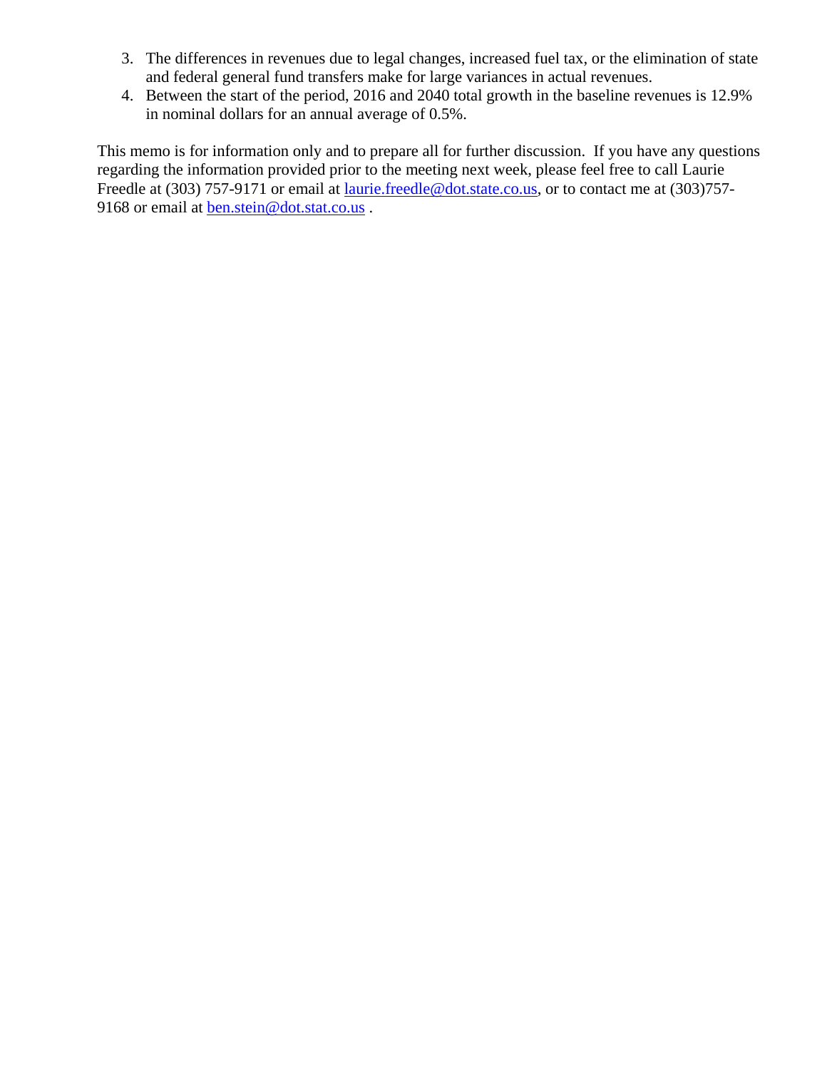3. The differences in revenues due to legal changes, increased fuel tax, or the elimination of state and federal general fund transfers make for large variances in actual revenues.
4. Between the start of the period, 2016 and 2040 total growth in the baseline revenues is 12.9% in nominal dollars for an annual average of 0.5%.

This memo is for information only and to prepare all for further discussion. If you have any questions regarding the information provided prior to the meeting next week, please feel free to call Laurie Freedle at (303) 757-9171 or email at laurie.freedle@dot.state.co.us, or to contact me at (303)757-9168 or email at ben.stein@dot.stat.co.us .